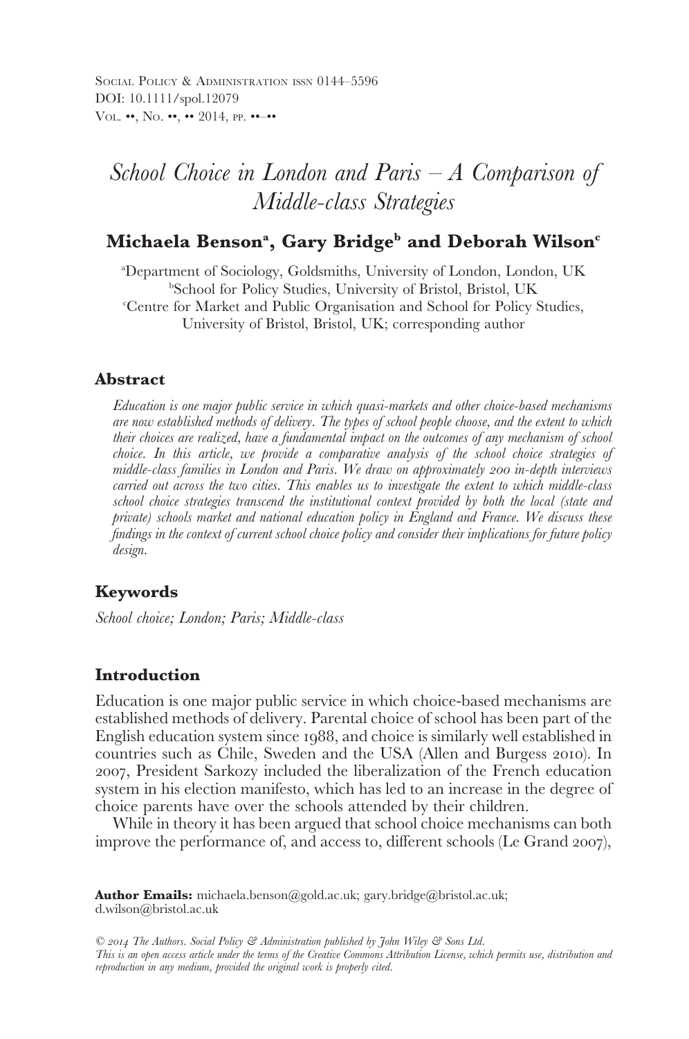# *School Choice in London and Paris – A Comparison of Middle-class Strategies*

**Michaela Benson[a], Gary Bridge[b] and Deborah Wilson[c]**

[a]Department of Sociology, Goldsmiths, University of London, London, UK
[b]School for Policy Studies, University of Bristol, Bristol, UK
[c]Centre for Market and Public Organisation and School for Policy Studies, University of Bristol, Bristol, UK; corresponding author

## Abstract

*Education is one major public service in which quasi-markets and other choice-based mechanisms are now established methods of delivery. The types of school people choose, and the extent to which their choices are realized, have a fundamental impact on the outcomes of any mechanism of school choice. In this article, we provide a comparative analysis of the school choice strategies of middle-class families in London and Paris. We draw on approximately 200 in-depth interviews carried out across the two cities. This enables us to investigate the extent to which middle-class school choice strategies transcend the institutional context provided by both the local (state and private) schools market and national education policy in England and France. We discuss these findings in the context of current school choice policy and consider their implications for future policy design.*

## Keywords

*School choice; London; Paris; Middle-class*

## Introduction

Education is one major public service in which choice-based mechanisms are established methods of delivery. Parental choice of school has been part of the English education system since 1988, and choice is similarly well established in countries such as Chile, Sweden and the USA (Allen and Burgess 2010). In 2007, President Sarkozy included the liberalization of the French education system in his election manifesto, which has led to an increase in the degree of choice parents have over the schools attended by their children.

While in theory it has been argued that school choice mechanisms can both improve the performance of, and access to, different schools (Le Grand 2007),

**Author Emails:** michaela.benson@gold.ac.uk; gary.bridge@bristol.ac.uk; d.wilson@bristol.ac.uk

*© 2014 The Authors. Social Policy & Administration published by John Wiley & Sons Ltd.*
*This is an open access article under the terms of the Creative Commons Attribution License, which permits use, distribution and reproduction in any medium, provided the original work is properly cited.*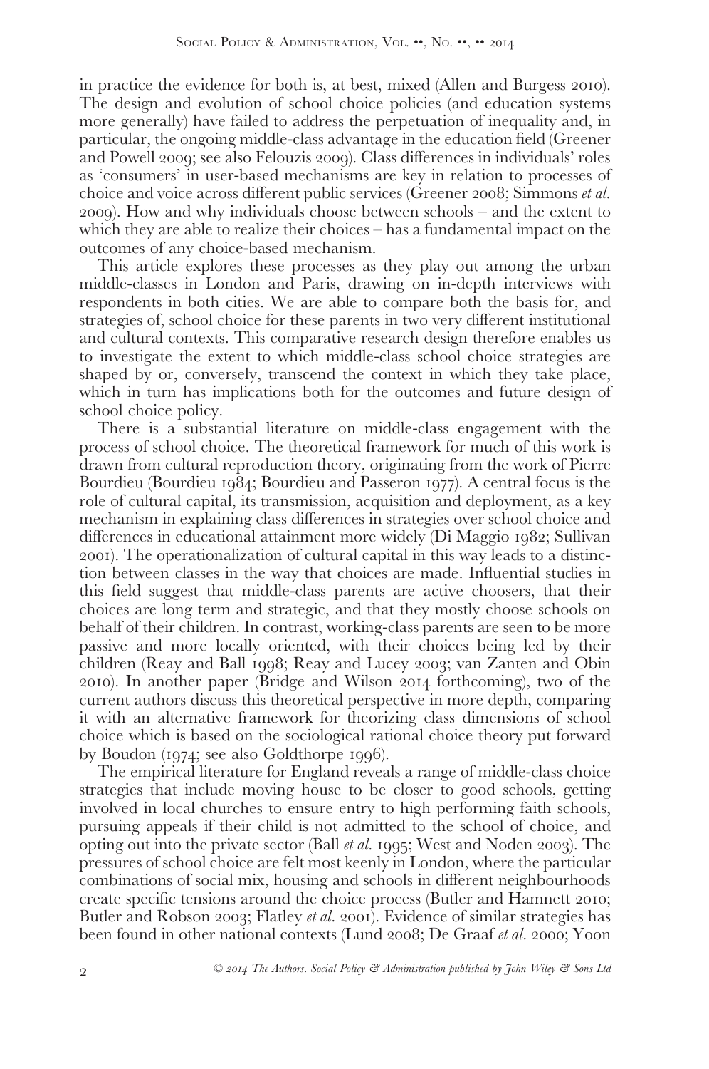in practice the evidence for both is, at best, mixed (Allen and Burgess 2010). The design and evolution of school choice policies (and education systems more generally) have failed to address the perpetuation of inequality and, in particular, the ongoing middle-class advantage in the education field (Greener and Powell 2009; see also Felouzis 2009). Class differences in individuals' roles as 'consumers' in user-based mechanisms are key in relation to processes of choice and voice across different public services (Greener 2008; Simmons *et al.* 2009). How and why individuals choose between schools – and the extent to which they are able to realize their choices – has a fundamental impact on the outcomes of any choice-based mechanism.

This article explores these processes as they play out among the urban middle-classes in London and Paris, drawing on in-depth interviews with respondents in both cities. We are able to compare both the basis for, and strategies of, school choice for these parents in two very different institutional and cultural contexts. This comparative research design therefore enables us to investigate the extent to which middle-class school choice strategies are shaped by or, conversely, transcend the context in which they take place, which in turn has implications both for the outcomes and future design of school choice policy.

There is a substantial literature on middle-class engagement with the process of school choice. The theoretical framework for much of this work is drawn from cultural reproduction theory, originating from the work of Pierre Bourdieu (Bourdieu 1984; Bourdieu and Passeron 1977). A central focus is the role of cultural capital, its transmission, acquisition and deployment, as a key mechanism in explaining class differences in strategies over school choice and differences in educational attainment more widely (Di Maggio 1982; Sullivan 2001). The operationalization of cultural capital in this way leads to a distinction between classes in the way that choices are made. Influential studies in this field suggest that middle-class parents are active choosers, that their choices are long term and strategic, and that they mostly choose schools on behalf of their children. In contrast, working-class parents are seen to be more passive and more locally oriented, with their choices being led by their children (Reay and Ball 1998; Reay and Lucey 2003; van Zanten and Obin 2010). In another paper (Bridge and Wilson 2014 forthcoming), two of the current authors discuss this theoretical perspective in more depth, comparing it with an alternative framework for theorizing class dimensions of school choice which is based on the sociological rational choice theory put forward by Boudon (1974; see also Goldthorpe 1996).

The empirical literature for England reveals a range of middle-class choice strategies that include moving house to be closer to good schools, getting involved in local churches to ensure entry to high performing faith schools, pursuing appeals if their child is not admitted to the school of choice, and opting out into the private sector (Ball *et al.* 1995; West and Noden 2003). The pressures of school choice are felt most keenly in London, where the particular combinations of social mix, housing and schools in different neighbourhoods create specific tensions around the choice process (Butler and Hamnett 2010; Butler and Robson 2003; Flatley *et al.* 2001). Evidence of similar strategies has been found in other national contexts (Lund 2008; De Graaf *et al.* 2000; Yoon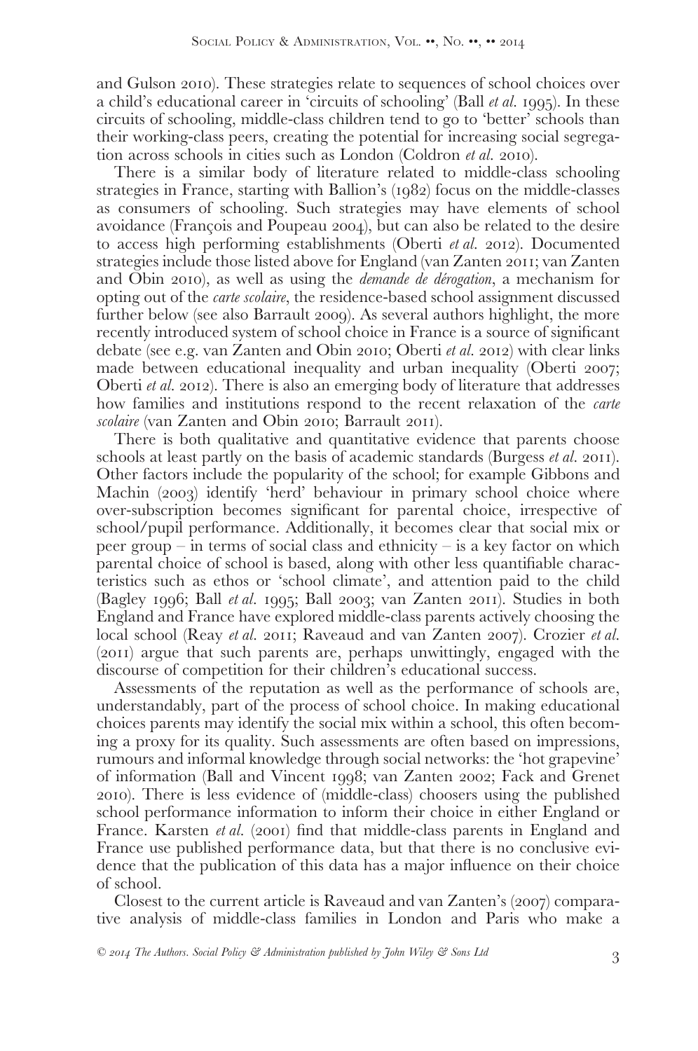and Gulson 2010). These strategies relate to sequences of school choices over a child's educational career in 'circuits of schooling' (Ball *et al.* 1995). In these circuits of schooling, middle-class children tend to go to 'better' schools than their working-class peers, creating the potential for increasing social segregation across schools in cities such as London (Coldron *et al.* 2010).

There is a similar body of literature related to middle-class schooling strategies in France, starting with Ballion's (1982) focus on the middle-classes as consumers of schooling. Such strategies may have elements of school avoidance (François and Poupeau 2004), but can also be related to the desire to access high performing establishments (Oberti *et al.* 2012). Documented strategies include those listed above for England (van Zanten 2011; van Zanten and Obin 2010), as well as using the *demande de dérogation*, a mechanism for opting out of the *carte scolaire*, the residence-based school assignment discussed further below (see also Barrault 2009). As several authors highlight, the more recently introduced system of school choice in France is a source of significant debate (see e.g. van Zanten and Obin 2010; Oberti *et al.* 2012) with clear links made between educational inequality and urban inequality (Oberti 2007; Oberti *et al.* 2012). There is also an emerging body of literature that addresses how families and institutions respond to the recent relaxation of the *carte scolaire* (van Zanten and Obin 2010; Barrault 2011).

There is both qualitative and quantitative evidence that parents choose schools at least partly on the basis of academic standards (Burgess *et al.* 2011). Other factors include the popularity of the school; for example Gibbons and Machin (2003) identify 'herd' behaviour in primary school choice where over-subscription becomes significant for parental choice, irrespective of school/pupil performance. Additionally, it becomes clear that social mix or peer group – in terms of social class and ethnicity – is a key factor on which parental choice of school is based, along with other less quantifiable characteristics such as ethos or 'school climate', and attention paid to the child (Bagley 1996; Ball *et al.* 1995; Ball 2003; van Zanten 2011). Studies in both England and France have explored middle-class parents actively choosing the local school (Reay *et al.* 2011; Raveaud and van Zanten 2007). Crozier *et al.* (2011) argue that such parents are, perhaps unwittingly, engaged with the discourse of competition for their children's educational success.

Assessments of the reputation as well as the performance of schools are, understandably, part of the process of school choice. In making educational choices parents may identify the social mix within a school, this often becoming a proxy for its quality. Such assessments are often based on impressions, rumours and informal knowledge through social networks: the 'hot grapevine' of information (Ball and Vincent 1998; van Zanten 2002; Fack and Grenet 2010). There is less evidence of (middle-class) choosers using the published school performance information to inform their choice in either England or France. Karsten *et al.* (2001) find that middle-class parents in England and France use published performance data, but that there is no conclusive evidence that the publication of this data has a major influence on their choice of school.

Closest to the current article is Raveaud and van Zanten's (2007) comparative analysis of middle-class families in London and Paris who make a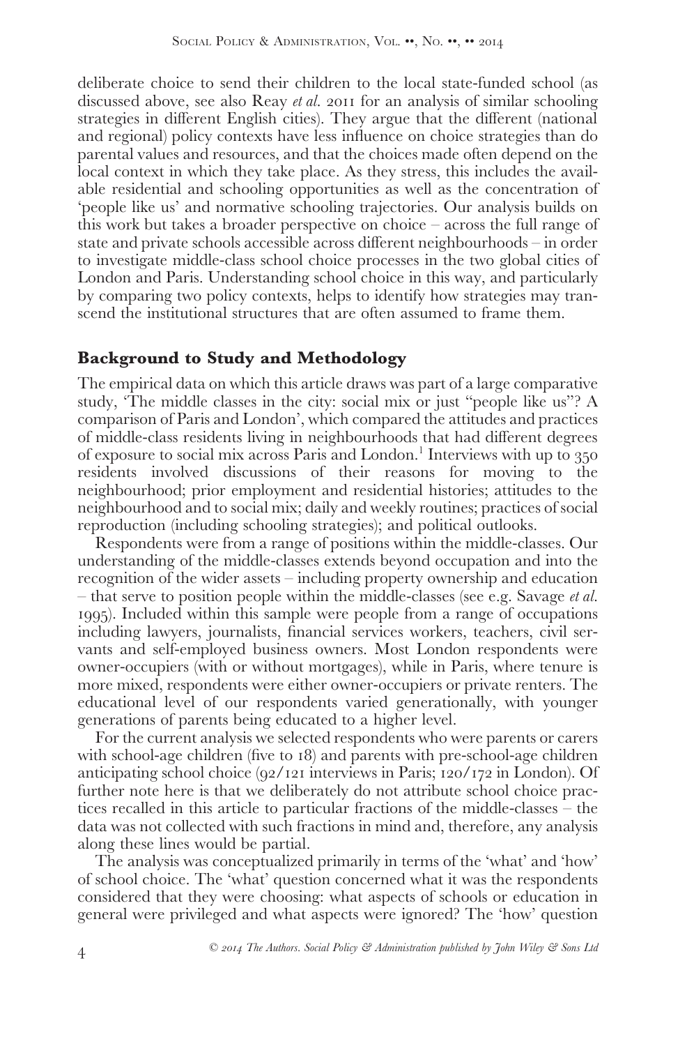deliberate choice to send their children to the local state-funded school (as discussed above, see also Reay *et al.* 2011 for an analysis of similar schooling strategies in different English cities). They argue that the different (national and regional) policy contexts have less influence on choice strategies than do parental values and resources, and that the choices made often depend on the local context in which they take place. As they stress, this includes the available residential and schooling opportunities as well as the concentration of 'people like us' and normative schooling trajectories. Our analysis builds on this work but takes a broader perspective on choice – across the full range of state and private schools accessible across different neighbourhoods – in order to investigate middle-class school choice processes in the two global cities of London and Paris. Understanding school choice in this way, and particularly by comparing two policy contexts, helps to identify how strategies may transcend the institutional structures that are often assumed to frame them.

## Background to Study and Methodology

The empirical data on which this article draws was part of a large comparative study, 'The middle classes in the city: social mix or just "people like us"? A comparison of Paris and London', which compared the attitudes and practices of middle-class residents living in neighbourhoods that had different degrees of exposure to social mix across Paris and London.[1] Interviews with up to 350 residents involved discussions of their reasons for moving to the neighbourhood; prior employment and residential histories; attitudes to the neighbourhood and to social mix; daily and weekly routines; practices of social reproduction (including schooling strategies); and political outlooks.

Respondents were from a range of positions within the middle-classes. Our understanding of the middle-classes extends beyond occupation and into the recognition of the wider assets – including property ownership and education – that serve to position people within the middle-classes (see e.g. Savage *et al.* 1995). Included within this sample were people from a range of occupations including lawyers, journalists, financial services workers, teachers, civil servants and self-employed business owners. Most London respondents were owner-occupiers (with or without mortgages), while in Paris, where tenure is more mixed, respondents were either owner-occupiers or private renters. The educational level of our respondents varied generationally, with younger generations of parents being educated to a higher level.

For the current analysis we selected respondents who were parents or carers with school-age children (five to 18) and parents with pre-school-age children anticipating school choice (92/121 interviews in Paris; 120/172 in London). Of further note here is that we deliberately do not attribute school choice practices recalled in this article to particular fractions of the middle-classes – the data was not collected with such fractions in mind and, therefore, any analysis along these lines would be partial.

The analysis was conceptualized primarily in terms of the 'what' and 'how' of school choice. The 'what' question concerned what it was the respondents considered that they were choosing: what aspects of schools or education in general were privileged and what aspects were ignored? The 'how' question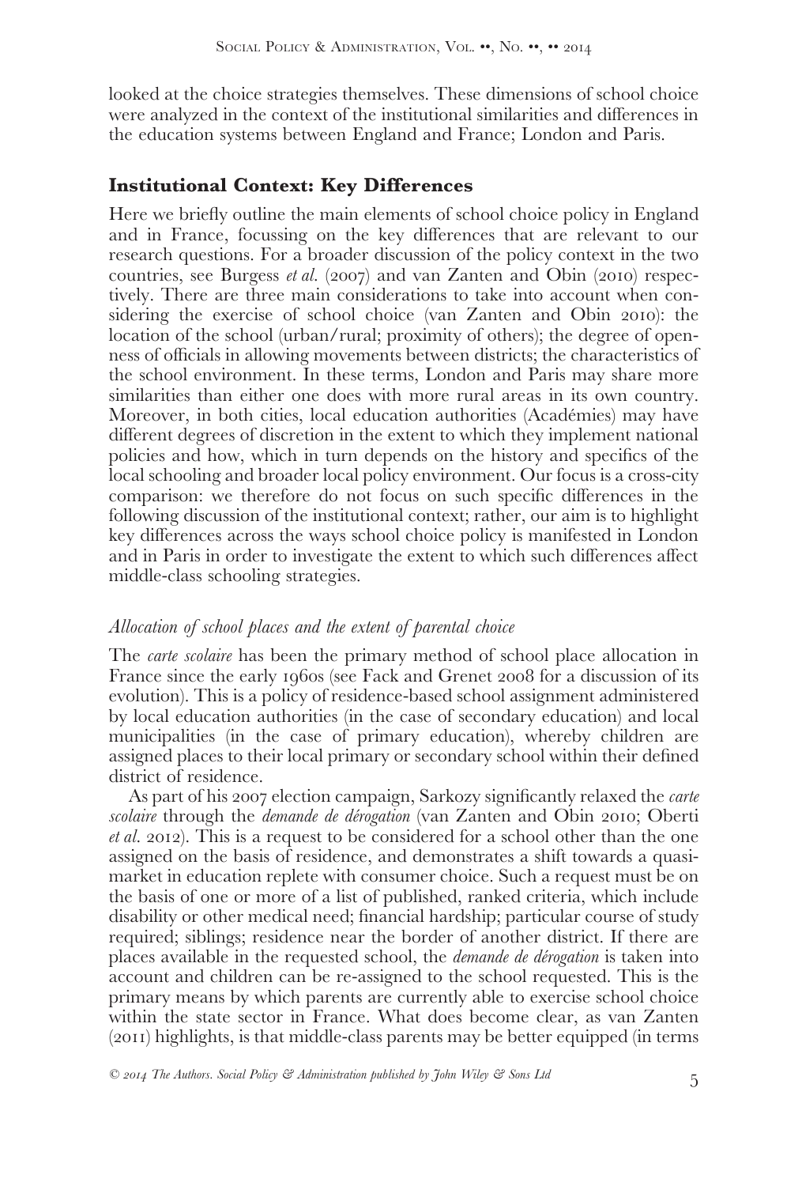looked at the choice strategies themselves. These dimensions of school choice were analyzed in the context of the institutional similarities and differences in the education systems between England and France; London and Paris.

## Institutional Context: Key Differences

Here we briefly outline the main elements of school choice policy in England and in France, focussing on the key differences that are relevant to our research questions. For a broader discussion of the policy context in the two countries, see Burgess *et al.* (2007) and van Zanten and Obin (2010) respectively. There are three main considerations to take into account when considering the exercise of school choice (van Zanten and Obin 2010): the location of the school (urban/rural; proximity of others); the degree of openness of officials in allowing movements between districts; the characteristics of the school environment. In these terms, London and Paris may share more similarities than either one does with more rural areas in its own country. Moreover, in both cities, local education authorities (Académies) may have different degrees of discretion in the extent to which they implement national policies and how, which in turn depends on the history and specifics of the local schooling and broader local policy environment. Our focus is a cross-city comparison: we therefore do not focus on such specific differences in the following discussion of the institutional context; rather, our aim is to highlight key differences across the ways school choice policy is manifested in London and in Paris in order to investigate the extent to which such differences affect middle-class schooling strategies.

### *Allocation of school places and the extent of parental choice*

The *carte scolaire* has been the primary method of school place allocation in France since the early 1960s (see Fack and Grenet 2008 for a discussion of its evolution). This is a policy of residence-based school assignment administered by local education authorities (in the case of secondary education) and local municipalities (in the case of primary education), whereby children are assigned places to their local primary or secondary school within their defined district of residence.

As part of his 2007 election campaign, Sarkozy significantly relaxed the *carte scolaire* through the *demande de dérogation* (van Zanten and Obin 2010; Oberti *et al.* 2012). This is a request to be considered for a school other than the one assigned on the basis of residence, and demonstrates a shift towards a quasi-market in education replete with consumer choice. Such a request must be on the basis of one or more of a list of published, ranked criteria, which include disability or other medical need; financial hardship; particular course of study required; siblings; residence near the border of another district. If there are places available in the requested school, the *demande de dérogation* is taken into account and children can be re-assigned to the school requested. This is the primary means by which parents are currently able to exercise school choice within the state sector in France. What does become clear, as van Zanten (2011) highlights, is that middle-class parents may be better equipped (in terms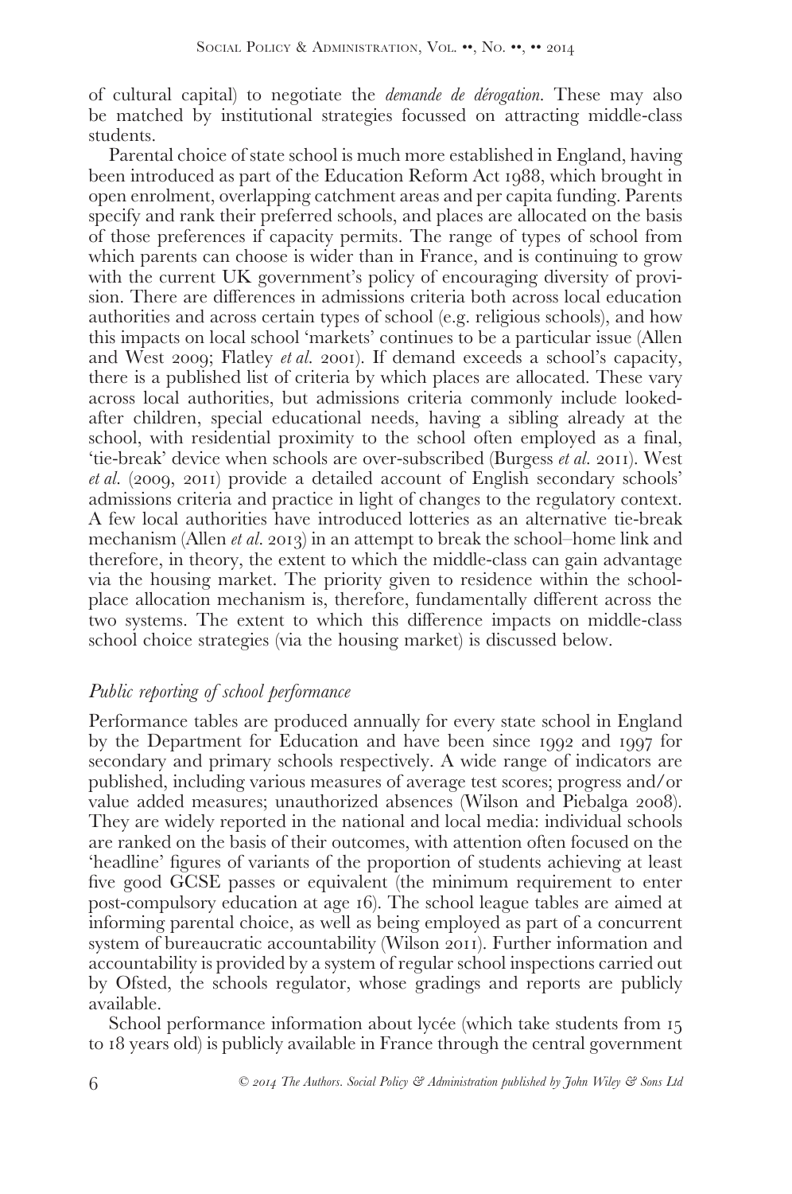of cultural capital) to negotiate the *demande de dérogation*. These may also be matched by institutional strategies focussed on attracting middle-class students.

Parental choice of state school is much more established in England, having been introduced as part of the Education Reform Act 1988, which brought in open enrolment, overlapping catchment areas and per capita funding. Parents specify and rank their preferred schools, and places are allocated on the basis of those preferences if capacity permits. The range of types of school from which parents can choose is wider than in France, and is continuing to grow with the current UK government's policy of encouraging diversity of provision. There are differences in admissions criteria both across local education authorities and across certain types of school (e.g. religious schools), and how this impacts on local school 'markets' continues to be a particular issue (Allen and West 2009; Flatley *et al.* 2001). If demand exceeds a school's capacity, there is a published list of criteria by which places are allocated. These vary across local authorities, but admissions criteria commonly include looked-after children, special educational needs, having a sibling already at the school, with residential proximity to the school often employed as a final, 'tie-break' device when schools are over-subscribed (Burgess *et al.* 2011). West *et al.* (2009, 2011) provide a detailed account of English secondary schools' admissions criteria and practice in light of changes to the regulatory context. A few local authorities have introduced lotteries as an alternative tie-break mechanism (Allen *et al.* 2013) in an attempt to break the school–home link and therefore, in theory, the extent to which the middle-class can gain advantage via the housing market. The priority given to residence within the school-place allocation mechanism is, therefore, fundamentally different across the two systems. The extent to which this difference impacts on middle-class school choice strategies (via the housing market) is discussed below.

## *Public reporting of school performance*

Performance tables are produced annually for every state school in England by the Department for Education and have been since 1992 and 1997 for secondary and primary schools respectively. A wide range of indicators are published, including various measures of average test scores; progress and/or value added measures; unauthorized absences (Wilson and Piebalga 2008). They are widely reported in the national and local media: individual schools are ranked on the basis of their outcomes, with attention often focused on the 'headline' figures of variants of the proportion of students achieving at least five good GCSE passes or equivalent (the minimum requirement to enter post-compulsory education at age 16). The school league tables are aimed at informing parental choice, as well as being employed as part of a concurrent system of bureaucratic accountability (Wilson 2011). Further information and accountability is provided by a system of regular school inspections carried out by Ofsted, the schools regulator, whose gradings and reports are publicly available.

School performance information about lycée (which take students from 15 to 18 years old) is publicly available in France through the central government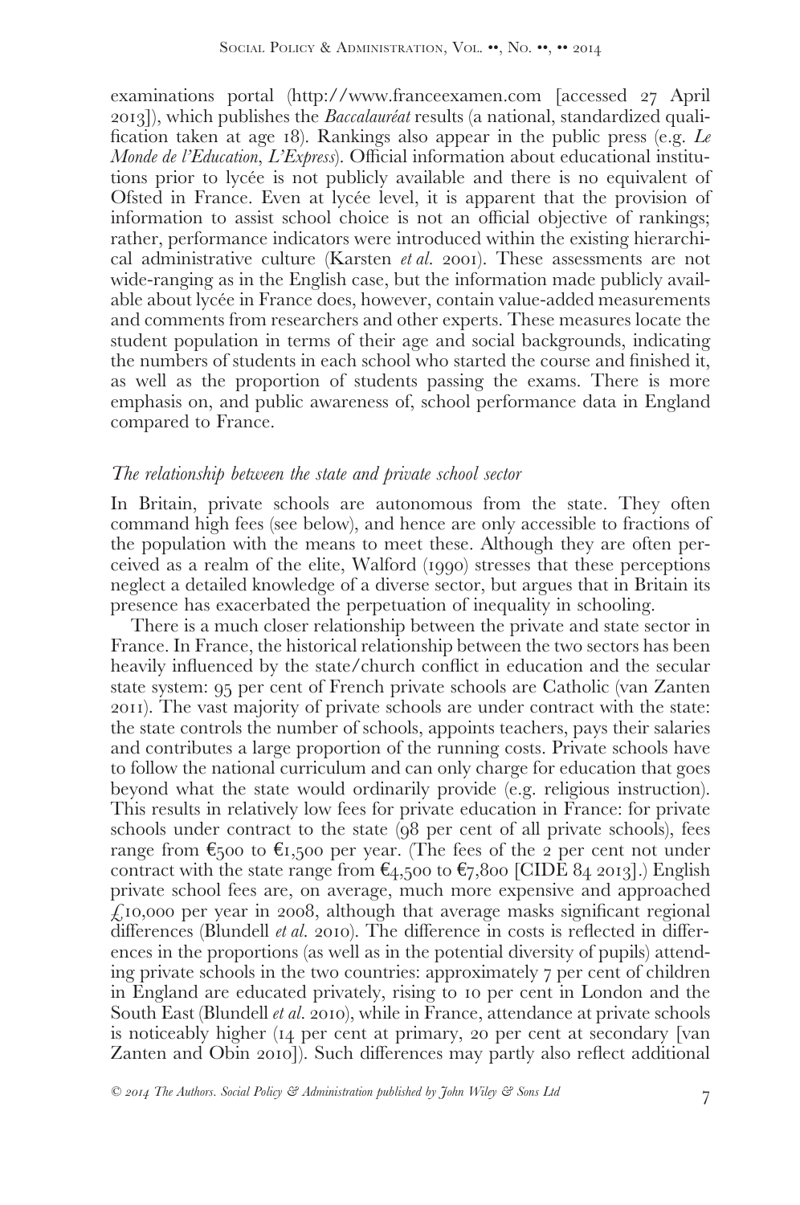examinations portal (http://www.franceexamen.com [accessed 27 April 2013]), which publishes the *Baccalauréat* results (a national, standardized qualification taken at age 18). Rankings also appear in the public press (e.g. *Le Monde de l'Education*, *L'Express*). Official information about educational institutions prior to lycée is not publicly available and there is no equivalent of Ofsted in France. Even at lycée level, it is apparent that the provision of information to assist school choice is not an official objective of rankings; rather, performance indicators were introduced within the existing hierarchical administrative culture (Karsten *et al.* 2001). These assessments are not wide-ranging as in the English case, but the information made publicly available about lycée in France does, however, contain value-added measurements and comments from researchers and other experts. These measures locate the student population in terms of their age and social backgrounds, indicating the numbers of students in each school who started the course and finished it, as well as the proportion of students passing the exams. There is more emphasis on, and public awareness of, school performance data in England compared to France.

### *The relationship between the state and private school sector*

In Britain, private schools are autonomous from the state. They often command high fees (see below), and hence are only accessible to fractions of the population with the means to meet these. Although they are often perceived as a realm of the elite, Walford (1990) stresses that these perceptions neglect a detailed knowledge of a diverse sector, but argues that in Britain its presence has exacerbated the perpetuation of inequality in schooling.

There is a much closer relationship between the private and state sector in France. In France, the historical relationship between the two sectors has been heavily influenced by the state/church conflict in education and the secular state system: 95 per cent of French private schools are Catholic (van Zanten 2011). The vast majority of private schools are under contract with the state: the state controls the number of schools, appoints teachers, pays their salaries and contributes a large proportion of the running costs. Private schools have to follow the national curriculum and can only charge for education that goes beyond what the state would ordinarily provide (e.g. religious instruction). This results in relatively low fees for private education in France: for private schools under contract to the state (98 per cent of all private schools), fees range from €500 to €1,500 per year. (The fees of the 2 per cent not under contract with the state range from €4,500 to €7,800 [CIDE 84 2013].) English private school fees are, on average, much more expensive and approached £10,000 per year in 2008, although that average masks significant regional differences (Blundell *et al.* 2010). The difference in costs is reflected in differences in the proportions (as well as in the potential diversity of pupils) attending private schools in the two countries: approximately 7 per cent of children in England are educated privately, rising to 10 per cent in London and the South East (Blundell *et al.* 2010), while in France, attendance at private schools is noticeably higher (14 per cent at primary, 20 per cent at secondary [van Zanten and Obin 2010]). Such differences may partly also reflect additional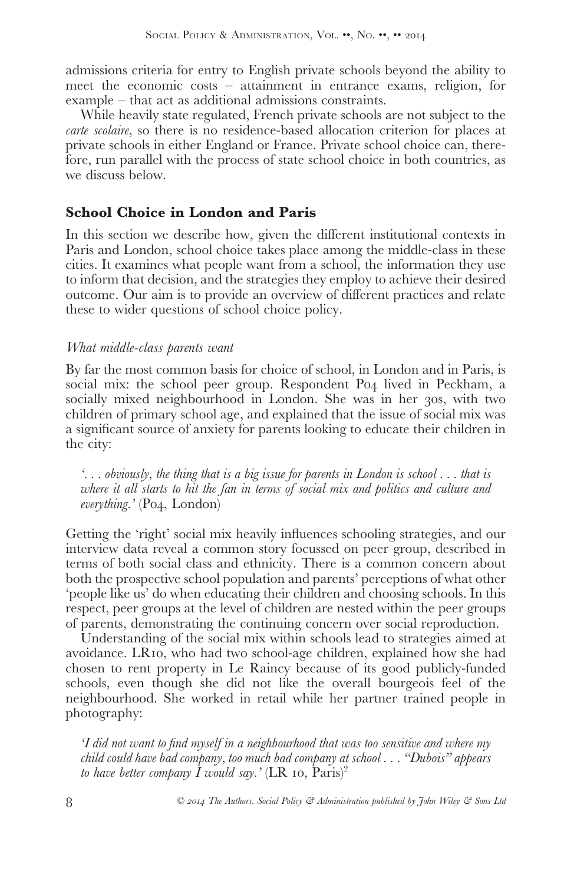admissions criteria for entry to English private schools beyond the ability to meet the economic costs – attainment in entrance exams, religion, for example – that act as additional admissions constraints.

While heavily state regulated, French private schools are not subject to the *carte scolaire*, so there is no residence-based allocation criterion for places at private schools in either England or France. Private school choice can, therefore, run parallel with the process of state school choice in both countries, as we discuss below.

## School Choice in London and Paris

In this section we describe how, given the different institutional contexts in Paris and London, school choice takes place among the middle-class in these cities. It examines what people want from a school, the information they use to inform that decision, and the strategies they employ to achieve their desired outcome. Our aim is to provide an overview of different practices and relate these to wider questions of school choice policy.

### *What middle-class parents want*

By far the most common basis for choice of school, in London and in Paris, is social mix: the school peer group. Respondent P04 lived in Peckham, a socially mixed neighbourhood in London. She was in her 30s, with two children of primary school age, and explained that the issue of social mix was a significant source of anxiety for parents looking to educate their children in the city:

> *'. . . obviously, the thing that is a big issue for parents in London is school . . . that is where it all starts to hit the fan in terms of social mix and politics and culture and everything.'* (P04, London)

Getting the 'right' social mix heavily influences schooling strategies, and our interview data reveal a common story focussed on peer group, described in terms of both social class and ethnicity. There is a common concern about both the prospective school population and parents' perceptions of what other 'people like us' do when educating their children and choosing schools. In this respect, peer groups at the level of children are nested within the peer groups of parents, demonstrating the continuing concern over social reproduction.

Understanding of the social mix within schools lead to strategies aimed at avoidance. LR10, who had two school-age children, explained how she had chosen to rent property in Le Raincy because of its good publicly-funded schools, even though she did not like the overall bourgeois feel of the neighbourhood. She worked in retail while her partner trained people in photography:

> *'I did not want to find myself in a neighbourhood that was too sensitive and where my child could have bad company, too much bad company at school . . . "Dubois" appears to have better company I would say.'* (LR 10, Paris)[2]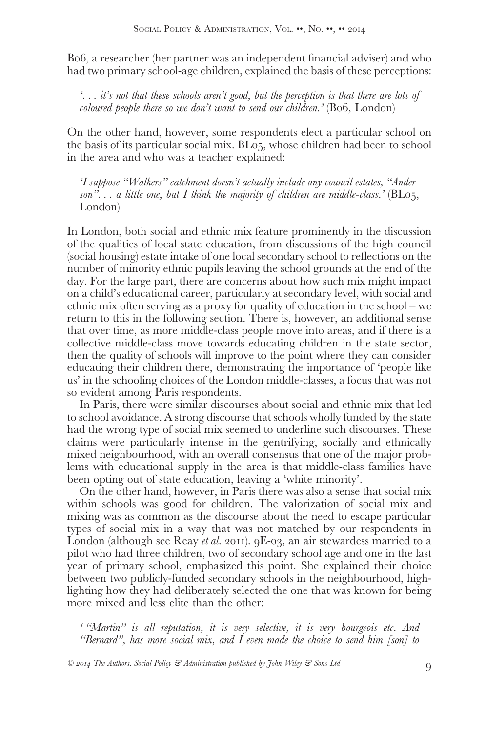B06, a researcher (her partner was an independent financial adviser) and who had two primary school-age children, explained the basis of these perceptions:

> *'. . . it's not that these schools aren't good, but the perception is that there are lots of coloured people there so we don't want to send our children.'* (B06, London)

On the other hand, however, some respondents elect a particular school on the basis of its particular social mix. BL05, whose children had been to school in the area and who was a teacher explained:

> *'I suppose "Walkers" catchment doesn't actually include any council estates, "Anderson". . . a little one, but I think the majority of children are middle-class.'* (BL05, London)

In London, both social and ethnic mix feature prominently in the discussion of the qualities of local state education, from discussions of the high council (social housing) estate intake of one local secondary school to reflections on the number of minority ethnic pupils leaving the school grounds at the end of the day. For the large part, there are concerns about how such mix might impact on a child's educational career, particularly at secondary level, with social and ethnic mix often serving as a proxy for quality of education in the school – we return to this in the following section. There is, however, an additional sense that over time, as more middle-class people move into areas, and if there is a collective middle-class move towards educating children in the state sector, then the quality of schools will improve to the point where they can consider educating their children there, demonstrating the importance of 'people like us' in the schooling choices of the London middle-classes, a focus that was not so evident among Paris respondents.

In Paris, there were similar discourses about social and ethnic mix that led to school avoidance. A strong discourse that schools wholly funded by the state had the wrong type of social mix seemed to underline such discourses. These claims were particularly intense in the gentrifying, socially and ethnically mixed neighbourhood, with an overall consensus that one of the major problems with educational supply in the area is that middle-class families have been opting out of state education, leaving a 'white minority'.

On the other hand, however, in Paris there was also a sense that social mix within schools was good for children. The valorization of social mix and mixing was as common as the discourse about the need to escape particular types of social mix in a way that was not matched by our respondents in London (although see Reay *et al.* 2011). 9E-03, an air stewardess married to a pilot who had three children, two of secondary school age and one in the last year of primary school, emphasized this point. She explained their choice between two publicly-funded secondary schools in the neighbourhood, highlighting how they had deliberately selected the one that was known for being more mixed and less elite than the other:

> *' "Martin" is all reputation, it is very selective, it is very bourgeois etc. And "Bernard", has more social mix, and I even made the choice to send him [son] to*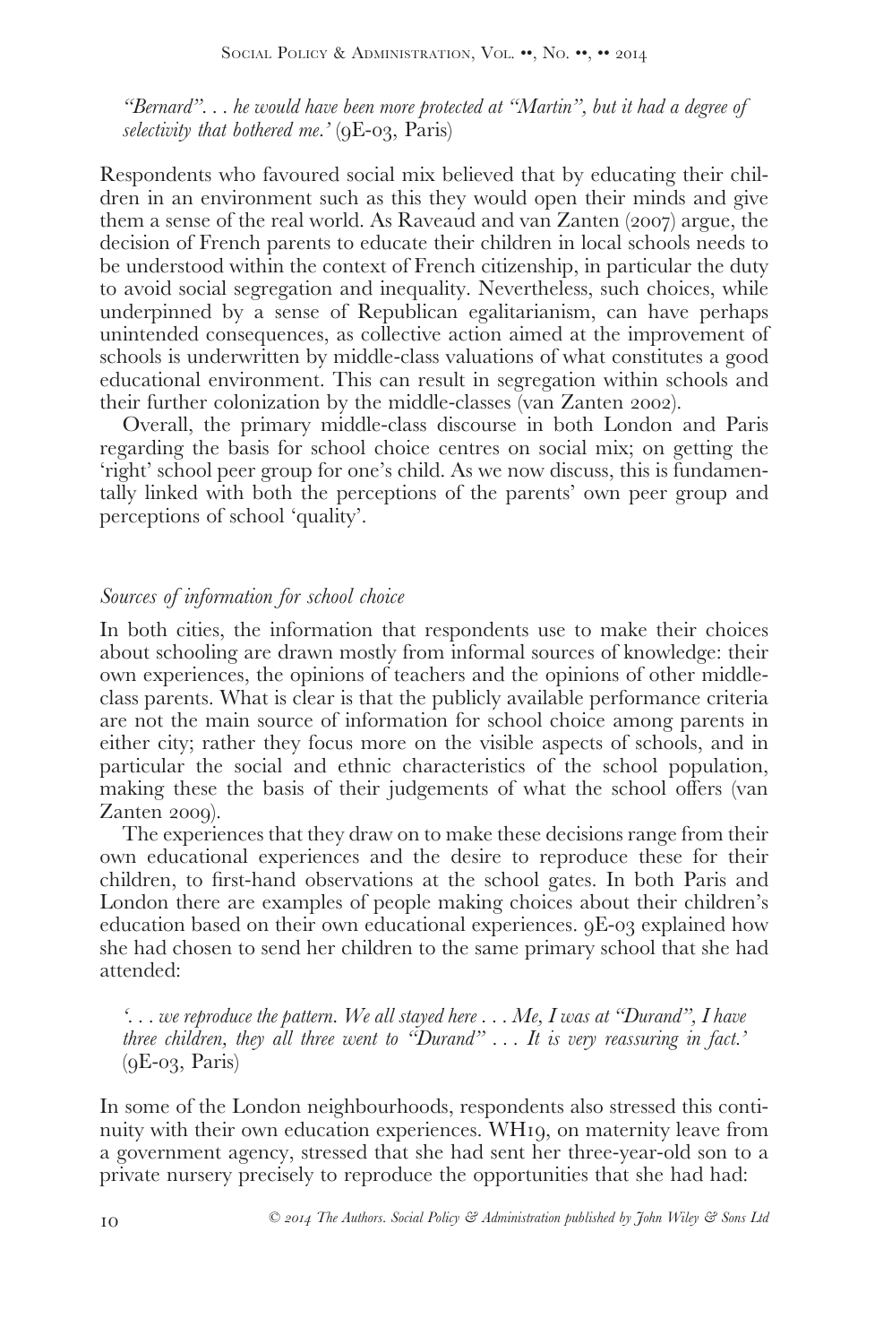*"Bernard". . . he would have been more protected at "Martin", but it had a degree of selectivity that bothered me.'* (9E-03, Paris)

Respondents who favoured social mix believed that by educating their children in an environment such as this they would open their minds and give them a sense of the real world. As Raveaud and van Zanten (2007) argue, the decision of French parents to educate their children in local schools needs to be understood within the context of French citizenship, in particular the duty to avoid social segregation and inequality. Nevertheless, such choices, while underpinned by a sense of Republican egalitarianism, can have perhaps unintended consequences, as collective action aimed at the improvement of schools is underwritten by middle-class valuations of what constitutes a good educational environment. This can result in segregation within schools and their further colonization by the middle-classes (van Zanten 2002).

Overall, the primary middle-class discourse in both London and Paris regarding the basis for school choice centres on social mix; on getting the 'right' school peer group for one's child. As we now discuss, this is fundamentally linked with both the perceptions of the parents' own peer group and perceptions of school 'quality'.

### *Sources of information for school choice*

In both cities, the information that respondents use to make their choices about schooling are drawn mostly from informal sources of knowledge: their own experiences, the opinions of teachers and the opinions of other middle-class parents. What is clear is that the publicly available performance criteria are not the main source of information for school choice among parents in either city; rather they focus more on the visible aspects of schools, and in particular the social and ethnic characteristics of the school population, making these the basis of their judgements of what the school offers (van Zanten 2009).

The experiences that they draw on to make these decisions range from their own educational experiences and the desire to reproduce these for their children, to first-hand observations at the school gates. In both Paris and London there are examples of people making choices about their children's education based on their own educational experiences. 9E-03 explained how she had chosen to send her children to the same primary school that she had attended:

*'. . . we reproduce the pattern. We all stayed here . . . Me, I was at "Durand", I have three children, they all three went to "Durand" . . . It is very reassuring in fact.'* (9E-03, Paris)

In some of the London neighbourhoods, respondents also stressed this continuity with their own education experiences. WH19, on maternity leave from a government agency, stressed that she had sent her three-year-old son to a private nursery precisely to reproduce the opportunities that she had had: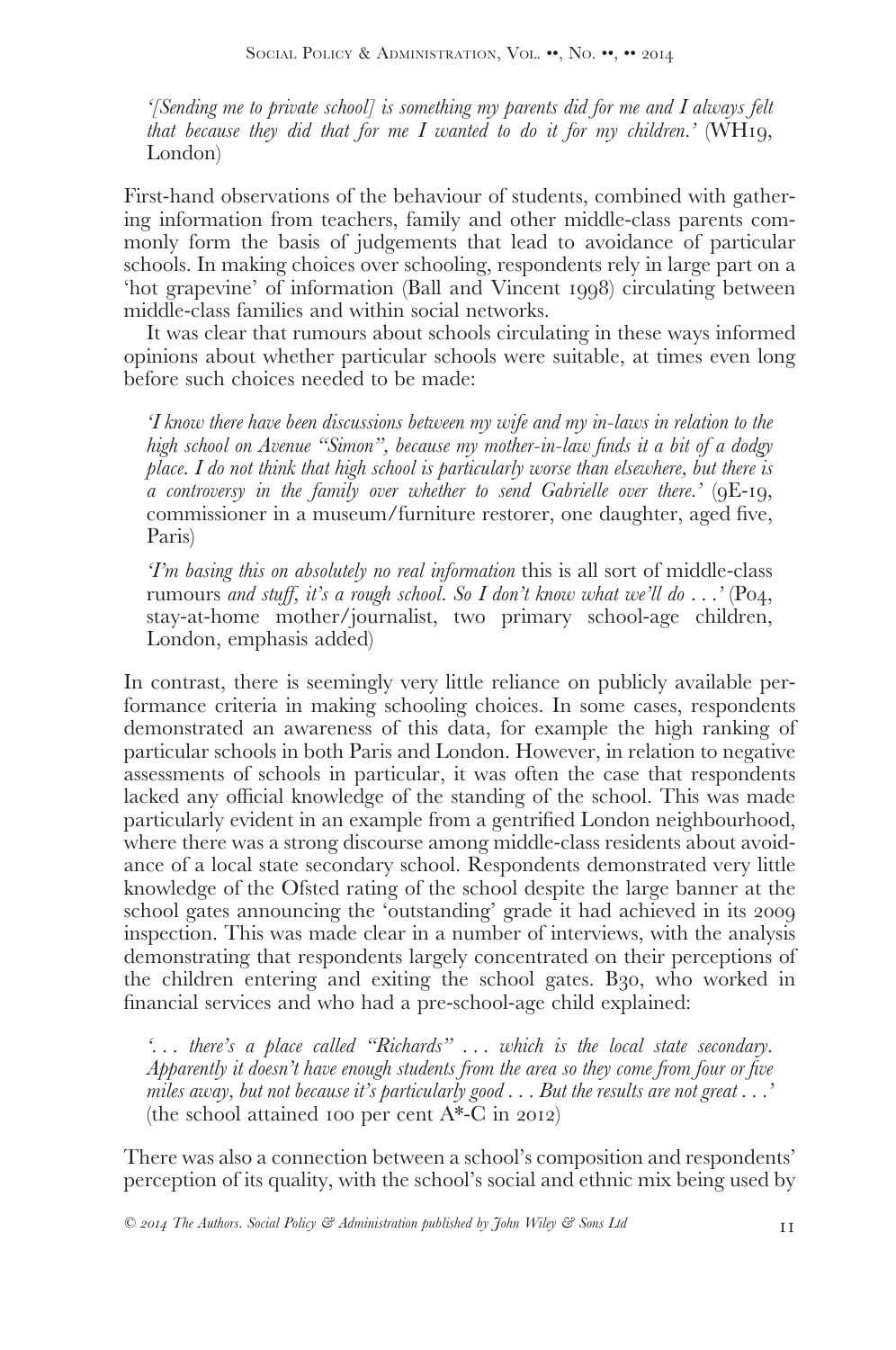*'[Sending me to private school] is something my parents did for me and I always felt that because they did that for me I wanted to do it for my children.'* (WH19, London)

First-hand observations of the behaviour of students, combined with gathering information from teachers, family and other middle-class parents commonly form the basis of judgements that lead to avoidance of particular schools. In making choices over schooling, respondents rely in large part on a 'hot grapevine' of information (Ball and Vincent 1998) circulating between middle-class families and within social networks.

It was clear that rumours about schools circulating in these ways informed opinions about whether particular schools were suitable, at times even long before such choices needed to be made:

*'I know there have been discussions between my wife and my in-laws in relation to the high school on Avenue "Simon", because my mother-in-law finds it a bit of a dodgy place. I do not think that high school is particularly worse than elsewhere, but there is a controversy in the family over whether to send Gabrielle over there.'* (9E-19, commissioner in a museum/furniture restorer, one daughter, aged five, Paris)

*'I'm basing this on absolutely no real information* this is all sort of middle-class rumours *and stuff, it's a rough school. So I don't know what we'll do . . .'* (P04, stay-at-home mother/journalist, two primary school-age children, London, emphasis added)

In contrast, there is seemingly very little reliance on publicly available performance criteria in making schooling choices. In some cases, respondents demonstrated an awareness of this data, for example the high ranking of particular schools in both Paris and London. However, in relation to negative assessments of schools in particular, it was often the case that respondents lacked any official knowledge of the standing of the school. This was made particularly evident in an example from a gentrified London neighbourhood, where there was a strong discourse among middle-class residents about avoidance of a local state secondary school. Respondents demonstrated very little knowledge of the Ofsted rating of the school despite the large banner at the school gates announcing the 'outstanding' grade it had achieved in its 2009 inspection. This was made clear in a number of interviews, with the analysis demonstrating that respondents largely concentrated on their perceptions of the children entering and exiting the school gates. B30, who worked in financial services and who had a pre-school-age child explained:

*'. . . there's a place called "Richards" . . . which is the local state secondary. Apparently it doesn't have enough students from the area so they come from four or five miles away, but not because it's particularly good . . . But the results are not great . . .'* (the school attained 100 per cent A*-C in 2012)

There was also a connection between a school's composition and respondents' perception of its quality, with the school's social and ethnic mix being used by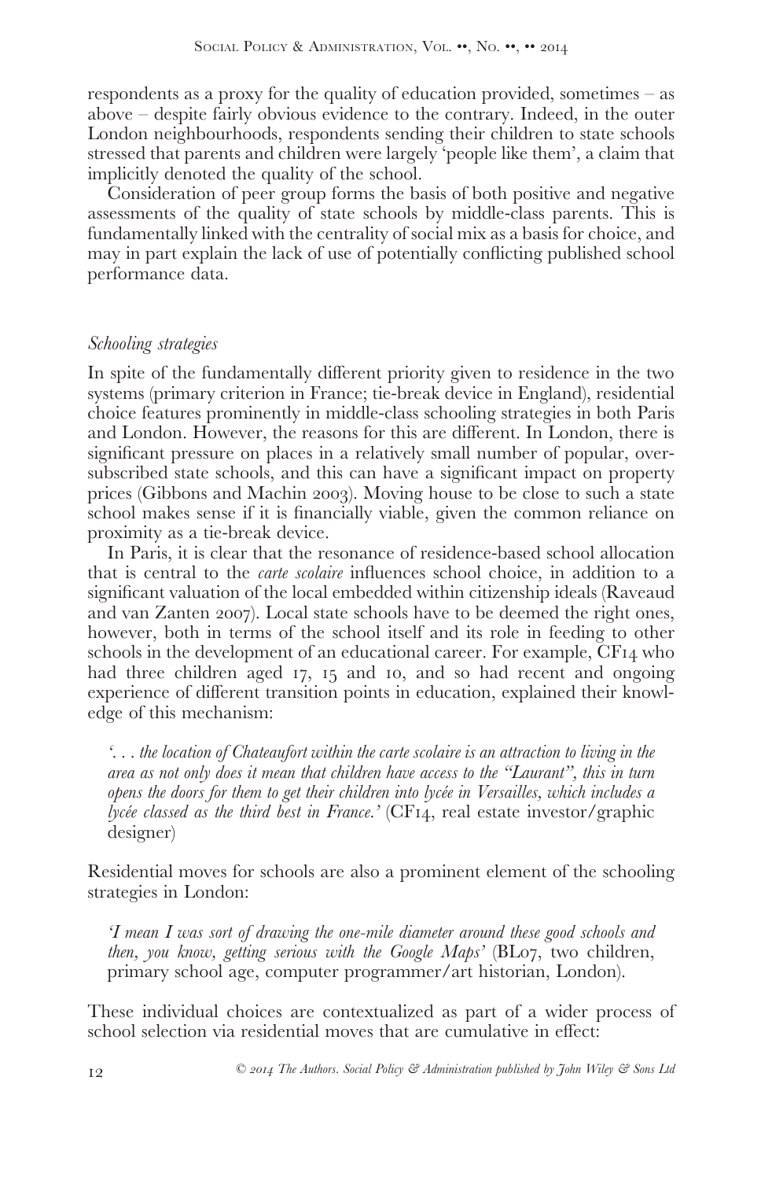respondents as a proxy for the quality of education provided, sometimes – as above – despite fairly obvious evidence to the contrary. Indeed, in the outer London neighbourhoods, respondents sending their children to state schools stressed that parents and children were largely 'people like them', a claim that implicitly denoted the quality of the school.

Consideration of peer group forms the basis of both positive and negative assessments of the quality of state schools by middle-class parents. This is fundamentally linked with the centrality of social mix as a basis for choice, and may in part explain the lack of use of potentially conflicting published school performance data.

### *Schooling strategies*

In spite of the fundamentally different priority given to residence in the two systems (primary criterion in France; tie-break device in England), residential choice features prominently in middle-class schooling strategies in both Paris and London. However, the reasons for this are different. In London, there is significant pressure on places in a relatively small number of popular, over-subscribed state schools, and this can have a significant impact on property prices (Gibbons and Machin 2003). Moving house to be close to such a state school makes sense if it is financially viable, given the common reliance on proximity as a tie-break device.

In Paris, it is clear that the resonance of residence-based school allocation that is central to the *carte scolaire* influences school choice, in addition to a significant valuation of the local embedded within citizenship ideals (Raveaud and van Zanten 2007). Local state schools have to be deemed the right ones, however, both in terms of the school itself and its role in feeding to other schools in the development of an educational career. For example, CF14 who had three children aged 17, 15 and 10, and so had recent and ongoing experience of different transition points in education, explained their knowledge of this mechanism:

> *'. . . the location of Chateaufort within the carte scolaire is an attraction to living in the area as not only does it mean that children have access to the "Laurant", this in turn opens the doors for them to get their children into lycée in Versailles, which includes a lycée classed as the third best in France.'* (CF14, real estate investor/graphic designer)

Residential moves for schools are also a prominent element of the schooling strategies in London:

> *'I mean I was sort of drawing the one-mile diameter around these good schools and then, you know, getting serious with the Google Maps'* (BL07, two children, primary school age, computer programmer/art historian, London).

These individual choices are contextualized as part of a wider process of school selection via residential moves that are cumulative in effect: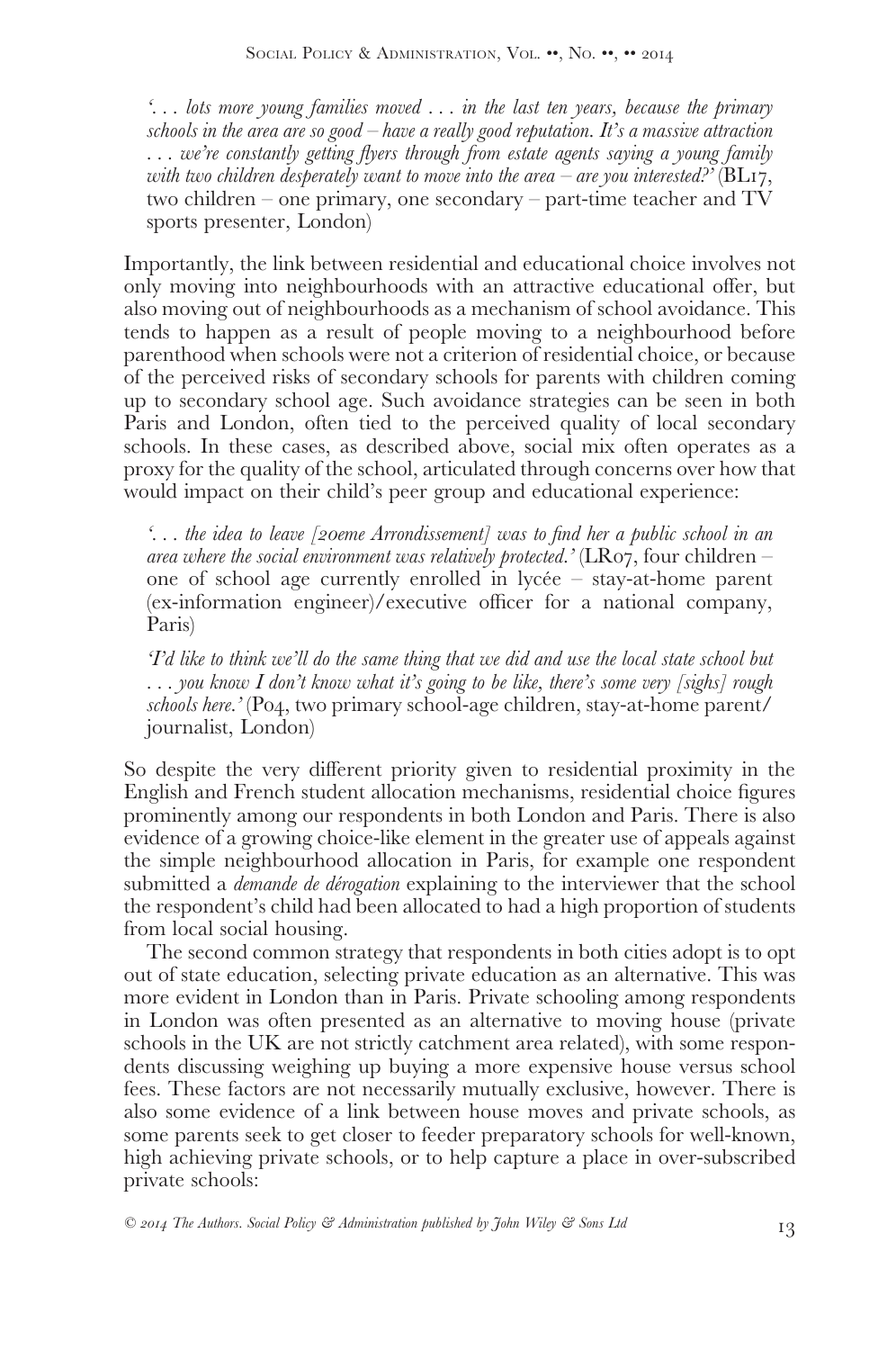*'. . . lots more young families moved . . . in the last ten years, because the primary schools in the area are so good – have a really good reputation. It's a massive attraction . . . we're constantly getting flyers through from estate agents saying a young family with two children desperately want to move into the area – are you interested?'* (BL17, two children – one primary, one secondary – part-time teacher and TV sports presenter, London)

Importantly, the link between residential and educational choice involves not only moving into neighbourhoods with an attractive educational offer, but also moving out of neighbourhoods as a mechanism of school avoidance. This tends to happen as a result of people moving to a neighbourhood before parenthood when schools were not a criterion of residential choice, or because of the perceived risks of secondary schools for parents with children coming up to secondary school age. Such avoidance strategies can be seen in both Paris and London, often tied to the perceived quality of local secondary schools. In these cases, as described above, social mix often operates as a proxy for the quality of the school, articulated through concerns over how that would impact on their child's peer group and educational experience:

*'. . . the idea to leave [20eme Arrondissement] was to find her a public school in an area where the social environment was relatively protected.'* (LR07, four children – one of school age currently enrolled in lycée – stay-at-home parent (ex-information engineer)/executive officer for a national company, Paris)

*'I'd like to think we'll do the same thing that we did and use the local state school but . . . you know I don't know what it's going to be like, there's some very [sighs] rough schools here.'* (P04, two primary school-age children, stay-at-home parent/journalist, London)

So despite the very different priority given to residential proximity in the English and French student allocation mechanisms, residential choice figures prominently among our respondents in both London and Paris. There is also evidence of a growing choice-like element in the greater use of appeals against the simple neighbourhood allocation in Paris, for example one respondent submitted a *demande de dérogation* explaining to the interviewer that the school the respondent's child had been allocated to had a high proportion of students from local social housing.

The second common strategy that respondents in both cities adopt is to opt out of state education, selecting private education as an alternative. This was more evident in London than in Paris. Private schooling among respondents in London was often presented as an alternative to moving house (private schools in the UK are not strictly catchment area related), with some respondents discussing weighing up buying a more expensive house versus school fees. These factors are not necessarily mutually exclusive, however. There is also some evidence of a link between house moves and private schools, as some parents seek to get closer to feeder preparatory schools for well-known, high achieving private schools, or to help capture a place in over-subscribed private schools: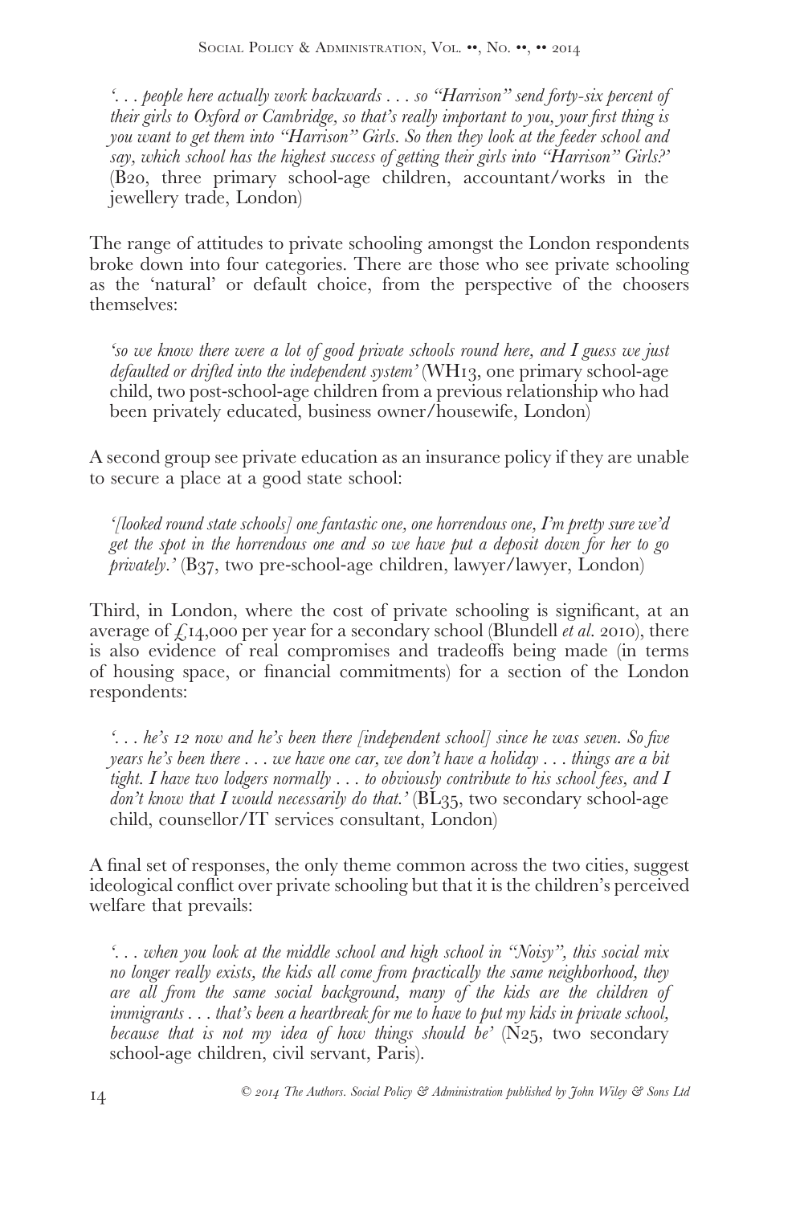*'. . . people here actually work backwards . . . so "Harrison" send forty-six percent of their girls to Oxford or Cambridge, so that's really important to you, your first thing is you want to get them into "Harrison" Girls. So then they look at the feeder school and say, which school has the highest success of getting their girls into "Harrison" Girls?'* (B20, three primary school-age children, accountant/works in the jewellery trade, London)

The range of attitudes to private schooling amongst the London respondents broke down into four categories. There are those who see private schooling as the 'natural' or default choice, from the perspective of the choosers themselves:

*'so we know there were a lot of good private schools round here, and I guess we just defaulted or drifted into the independent system'* (WH13, one primary school-age child, two post-school-age children from a previous relationship who had been privately educated, business owner/housewife, London)

A second group see private education as an insurance policy if they are unable to secure a place at a good state school:

*'[looked round state schools] one fantastic one, one horrendous one, I'm pretty sure we'd get the spot in the horrendous one and so we have put a deposit down for her to go privately.'* (B37, two pre-school-age children, lawyer/lawyer, London)

Third, in London, where the cost of private schooling is significant, at an average of £14,000 per year for a secondary school (Blundell *et al.* 2010), there is also evidence of real compromises and tradeoffs being made (in terms of housing space, or financial commitments) for a section of the London respondents:

*'. . . he's 12 now and he's been there [independent school] since he was seven. So five years he's been there . . . we have one car, we don't have a holiday . . . things are a bit tight. I have two lodgers normally . . . to obviously contribute to his school fees, and I don't know that I would necessarily do that.'* (BL35, two secondary school-age child, counsellor/IT services consultant, London)

A final set of responses, the only theme common across the two cities, suggest ideological conflict over private schooling but that it is the children's perceived welfare that prevails:

*'. . . when you look at the middle school and high school in "Noisy", this social mix no longer really exists, the kids all come from practically the same neighborhood, they are all from the same social background, many of the kids are the children of immigrants . . . that's been a heartbreak for me to have to put my kids in private school, because that is not my idea of how things should be'* (N25, two secondary school-age children, civil servant, Paris).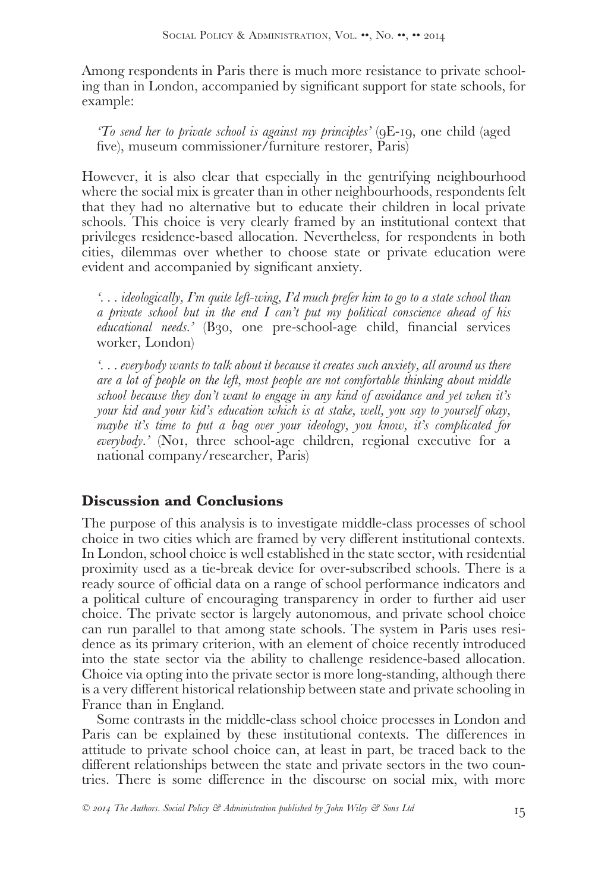Among respondents in Paris there is much more resistance to private schooling than in London, accompanied by significant support for state schools, for example:

> *'To send her to private school is against my principles'* (9E-19, one child (aged five), museum commissioner/furniture restorer, Paris)

However, it is also clear that especially in the gentrifying neighbourhood where the social mix is greater than in other neighbourhoods, respondents felt that they had no alternative but to educate their children in local private schools. This choice is very clearly framed by an institutional context that privileges residence-based allocation. Nevertheless, for respondents in both cities, dilemmas over whether to choose state or private education were evident and accompanied by significant anxiety.

> *'. . . ideologically, I'm quite left-wing, I'd much prefer him to go to a state school than a private school but in the end I can't put my political conscience ahead of his educational needs.'* (B30, one pre-school-age child, financial services worker, London)

> *'. . . everybody wants to talk about it because it creates such anxiety, all around us there are a lot of people on the left, most people are not comfortable thinking about middle school because they don't want to engage in any kind of avoidance and yet when it's your kid and your kid's education which is at stake, well, you say to yourself okay, maybe it's time to put a bag over your ideology, you know, it's complicated for everybody.'* (N01, three school-age children, regional executive for a national company/researcher, Paris)

## Discussion and Conclusions

The purpose of this analysis is to investigate middle-class processes of school choice in two cities which are framed by very different institutional contexts. In London, school choice is well established in the state sector, with residential proximity used as a tie-break device for over-subscribed schools. There is a ready source of official data on a range of school performance indicators and a political culture of encouraging transparency in order to further aid user choice. The private sector is largely autonomous, and private school choice can run parallel to that among state schools. The system in Paris uses residence as its primary criterion, with an element of choice recently introduced into the state sector via the ability to challenge residence-based allocation. Choice via opting into the private sector is more long-standing, although there is a very different historical relationship between state and private schooling in France than in England.

Some contrasts in the middle-class school choice processes in London and Paris can be explained by these institutional contexts. The differences in attitude to private school choice can, at least in part, be traced back to the different relationships between the state and private sectors in the two countries. There is some difference in the discourse on social mix, with more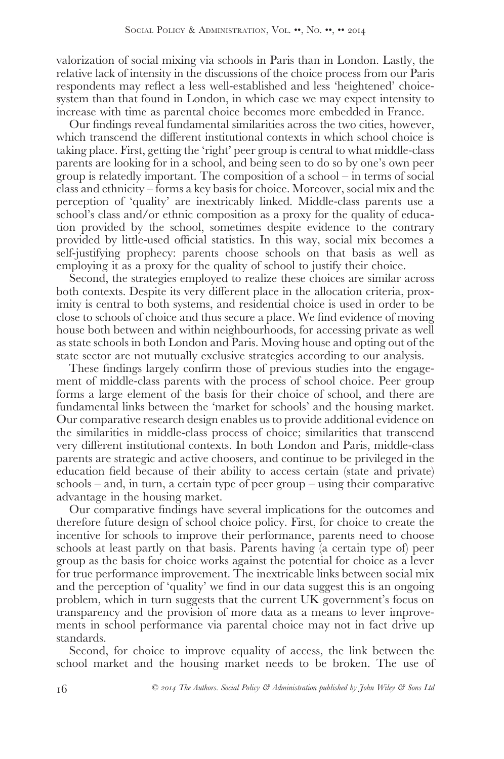valorization of social mixing via schools in Paris than in London. Lastly, the relative lack of intensity in the discussions of the choice process from our Paris respondents may reflect a less well-established and less 'heightened' choice-system than that found in London, in which case we may expect intensity to increase with time as parental choice becomes more embedded in France.

Our findings reveal fundamental similarities across the two cities, however, which transcend the different institutional contexts in which school choice is taking place. First, getting the 'right' peer group is central to what middle-class parents are looking for in a school, and being seen to do so by one's own peer group is relatedly important. The composition of a school – in terms of social class and ethnicity – forms a key basis for choice. Moreover, social mix and the perception of 'quality' are inextricably linked. Middle-class parents use a school's class and/or ethnic composition as a proxy for the quality of education provided by the school, sometimes despite evidence to the contrary provided by little-used official statistics. In this way, social mix becomes a self-justifying prophecy: parents choose schools on that basis as well as employing it as a proxy for the quality of school to justify their choice.

Second, the strategies employed to realize these choices are similar across both contexts. Despite its very different place in the allocation criteria, proximity is central to both systems, and residential choice is used in order to be close to schools of choice and thus secure a place. We find evidence of moving house both between and within neighbourhoods, for accessing private as well as state schools in both London and Paris. Moving house and opting out of the state sector are not mutually exclusive strategies according to our analysis.

These findings largely confirm those of previous studies into the engagement of middle-class parents with the process of school choice. Peer group forms a large element of the basis for their choice of school, and there are fundamental links between the 'market for schools' and the housing market. Our comparative research design enables us to provide additional evidence on the similarities in middle-class process of choice; similarities that transcend very different institutional contexts. In both London and Paris, middle-class parents are strategic and active choosers, and continue to be privileged in the education field because of their ability to access certain (state and private) schools – and, in turn, a certain type of peer group – using their comparative advantage in the housing market.

Our comparative findings have several implications for the outcomes and therefore future design of school choice policy. First, for choice to create the incentive for schools to improve their performance, parents need to choose schools at least partly on that basis. Parents having (a certain type of) peer group as the basis for choice works against the potential for choice as a lever for true performance improvement. The inextricable links between social mix and the perception of 'quality' we find in our data suggest this is an ongoing problem, which in turn suggests that the current UK government's focus on transparency and the provision of more data as a means to lever improvements in school performance via parental choice may not in fact drive up standards.

Second, for choice to improve equality of access, the link between the school market and the housing market needs to be broken. The use of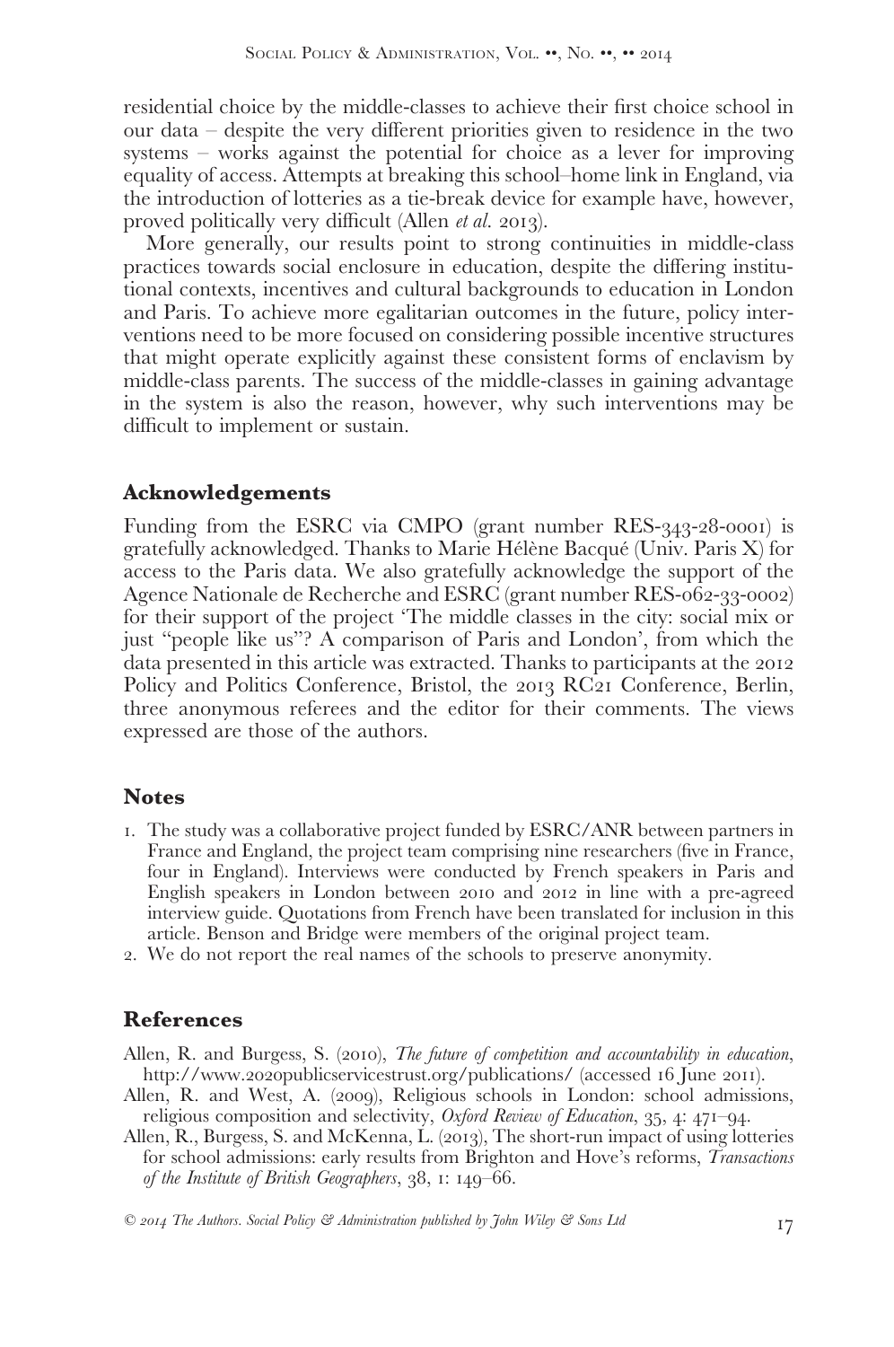residential choice by the middle-classes to achieve their first choice school in our data – despite the very different priorities given to residence in the two systems – works against the potential for choice as a lever for improving equality of access. Attempts at breaking this school–home link in England, via the introduction of lotteries as a tie-break device for example have, however, proved politically very difficult (Allen *et al.* 2013).

More generally, our results point to strong continuities in middle-class practices towards social enclosure in education, despite the differing institutional contexts, incentives and cultural backgrounds to education in London and Paris. To achieve more egalitarian outcomes in the future, policy interventions need to be more focused on considering possible incentive structures that might operate explicitly against these consistent forms of enclavism by middle-class parents. The success of the middle-classes in gaining advantage in the system is also the reason, however, why such interventions may be difficult to implement or sustain.

## Acknowledgements

Funding from the ESRC via CMPO (grant number RES-343-28-0001) is gratefully acknowledged. Thanks to Marie Hélène Bacqué (Univ. Paris X) for access to the Paris data. We also gratefully acknowledge the support of the Agence Nationale de Recherche and ESRC (grant number RES-062-33-0002) for their support of the project 'The middle classes in the city: social mix or just "people like us"? A comparison of Paris and London', from which the data presented in this article was extracted. Thanks to participants at the 2012 Policy and Politics Conference, Bristol, the 2013 RC21 Conference, Berlin, three anonymous referees and the editor for their comments. The views expressed are those of the authors.

## Notes

1. The study was a collaborative project funded by ESRC/ANR between partners in France and England, the project team comprising nine researchers (five in France, four in England). Interviews were conducted by French speakers in Paris and English speakers in London between 2010 and 2012 in line with a pre-agreed interview guide. Quotations from French have been translated for inclusion in this article. Benson and Bridge were members of the original project team.
2. We do not report the real names of the schools to preserve anonymity.

## References

Allen, R. and Burgess, S. (2010), *The future of competition and accountability in education*, http://www.2020publicservicestrust.org/publications/ (accessed 16 June 2011).

Allen, R. and West, A. (2009), Religious schools in London: school admissions, religious composition and selectivity, *Oxford Review of Education*, 35, 4: 471–94.

Allen, R., Burgess, S. and McKenna, L. (2013), The short-run impact of using lotteries for school admissions: early results from Brighton and Hove's reforms, *Transactions of the Institute of British Geographers*, 38, 1: 149–66.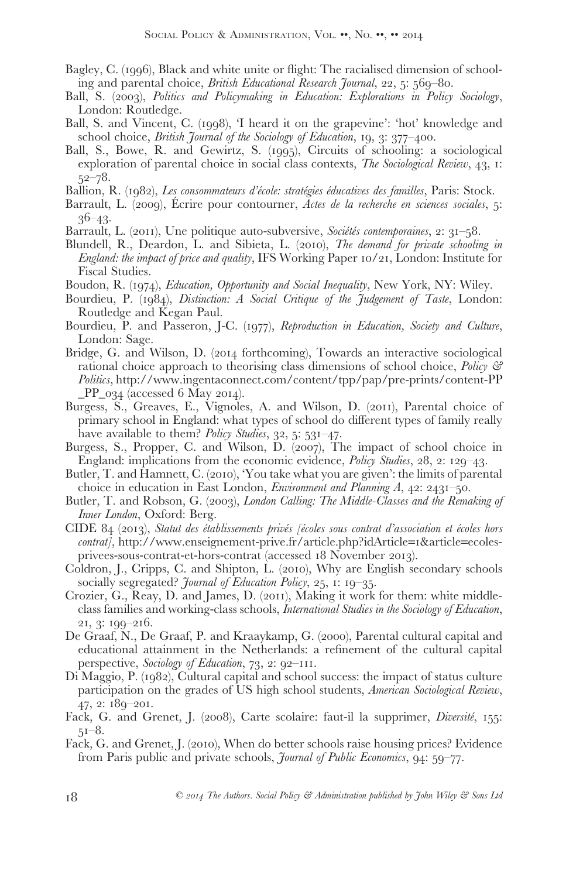Bagley, C. (1996), Black and white unite or flight: The racialised dimension of schooling and parental choice, *British Educational Research Journal*, 22, 5: 569–80.

Ball, S. (2003), *Politics and Policymaking in Education: Explorations in Policy Sociology*, London: Routledge.

Ball, S. and Vincent, C. (1998), 'I heard it on the grapevine': 'hot' knowledge and school choice, *British Journal of the Sociology of Education*, 19, 3: 377–400.

Ball, S., Bowe, R. and Gewirtz, S. (1995), Circuits of schooling: a sociological exploration of parental choice in social class contexts, *The Sociological Review*, 43, 1: 52–78.

Ballion, R. (1982), *Les consommateurs d'école: stratégies éducatives des familles*, Paris: Stock.

Barrault, L. (2009), Écrire pour contourner, *Actes de la recherche en sciences sociales*, 5: 36–43.

Barrault, L. (2011), Une politique auto-subversive, *Sociétés contemporaines*, 2: 31–58.

Blundell, R., Deardon, L. and Sibieta, L. (2010), *The demand for private schooling in England: the impact of price and quality*, IFS Working Paper 10/21, London: Institute for Fiscal Studies.

Boudon, R. (1974), *Education, Opportunity and Social Inequality*, New York, NY: Wiley.

Bourdieu, P. (1984), *Distinction: A Social Critique of the Judgement of Taste*, London: Routledge and Kegan Paul.

Bourdieu, P. and Passeron, J-C. (1977), *Reproduction in Education, Society and Culture*, London: Sage.

Bridge, G. and Wilson, D. (2014 forthcoming), Towards an interactive sociological rational choice approach to theorising class dimensions of school choice, *Policy & Politics*, http://www.ingentaconnect.com/content/tpp/pap/pre-prints/content-PP_PP_034 (accessed 6 May 2014).

Burgess, S., Greaves, E., Vignoles, A. and Wilson, D. (2011), Parental choice of primary school in England: what types of school do different types of family really have available to them? *Policy Studies*, 32, 5: 531–47.

Burgess, S., Propper, C. and Wilson, D. (2007), The impact of school choice in England: implications from the economic evidence, *Policy Studies*, 28, 2: 129–43.

Butler, T. and Hamnett, C. (2010), 'You take what you are given': the limits of parental choice in education in East London, *Environment and Planning A*, 42: 2431–50.

Butler, T. and Robson, G. (2003), *London Calling: The Middle-Classes and the Remaking of Inner London*, Oxford: Berg.

CIDE 84 (2013), *Statut des établissements privés [écoles sous contrat d'association et écoles hors contrat]*, http://www.enseignement-prive.fr/article.php?idArticle=1&article=ecoles-privees-sous-contrat-et-hors-contrat (accessed 18 November 2013).

Coldron, J., Cripps, C. and Shipton, L. (2010), Why are English secondary schools socially segregated? *Journal of Education Policy*, 25, 1: 19–35.

Crozier, G., Reay, D. and James, D. (2011), Making it work for them: white middle-class families and working-class schools, *International Studies in the Sociology of Education*, 21, 3: 199–216.

De Graaf, N., De Graaf, P. and Kraaykamp, G. (2000), Parental cultural capital and educational attainment in the Netherlands: a refinement of the cultural capital perspective, *Sociology of Education*, 73, 2: 92–111.

Di Maggio, P. (1982), Cultural capital and school success: the impact of status culture participation on the grades of US high school students, *American Sociological Review*, 47, 2: 189–201.

Fack, G. and Grenet, J. (2008), Carte scolaire: faut-il la supprimer, *Diversité*, 155: 51–8.

Fack, G. and Grenet, J. (2010), When do better schools raise housing prices? Evidence from Paris public and private schools, *Journal of Public Economics*, 94: 59–77.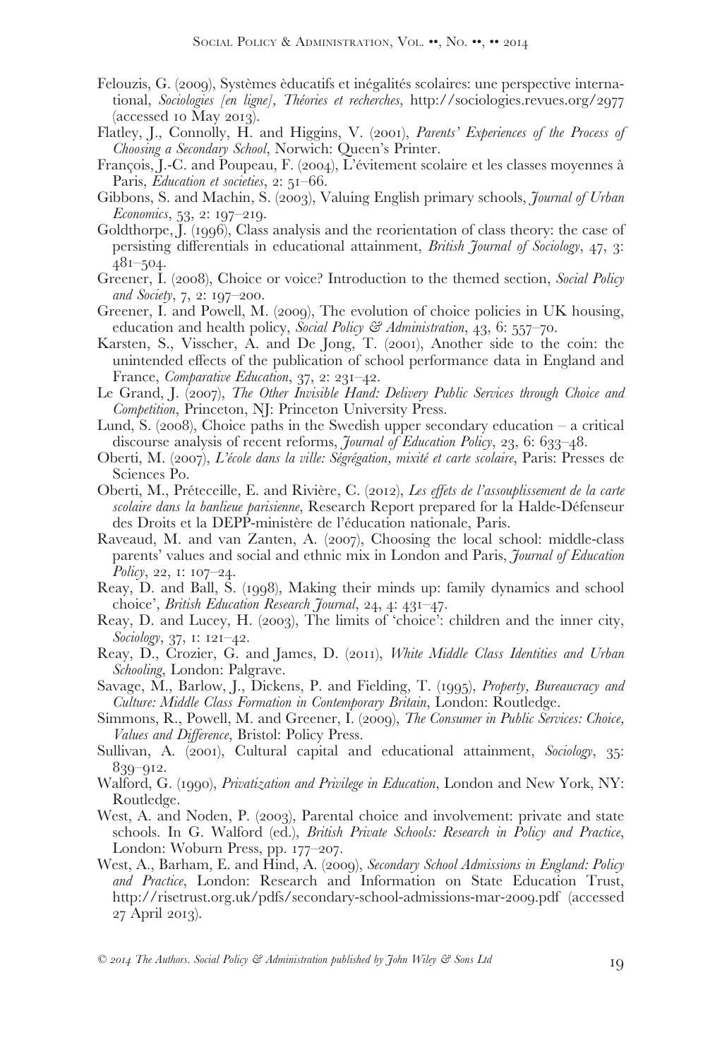Felouzis, G. (2009), Systèmes èducatifs et inégalités scolaires: une perspective international, *Sociologies [en ligne], Théories et recherches*, http://sociologies.revues.org/2977 (accessed 10 May 2013).

Flatley, J., Connolly, H. and Higgins, V. (2001), *Parents' Experiences of the Process of Choosing a Secondary School*, Norwich: Queen's Printer.

François, J.-C. and Poupeau, F. (2004), L'évitement scolaire et les classes moyennes à Paris, *Education et societies*, 2: 51–66.

Gibbons, S. and Machin, S. (2003), Valuing English primary schools, *Journal of Urban Economics*, 53, 2: 197–219.

Goldthorpe, J. (1996), Class analysis and the reorientation of class theory: the case of persisting differentials in educational attainment, *British Journal of Sociology*, 47, 3: 481–504.

Greener, I. (2008), Choice or voice? Introduction to the themed section, *Social Policy and Society*, 7, 2: 197–200.

Greener, I. and Powell, M. (2009), The evolution of choice policies in UK housing, education and health policy, *Social Policy & Administration*, 43, 6: 557–70.

Karsten, S., Visscher, A. and De Jong, T. (2001), Another side to the coin: the unintended effects of the publication of school performance data in England and France, *Comparative Education*, 37, 2: 231–42.

Le Grand, J. (2007), *The Other Invisible Hand: Delivery Public Services through Choice and Competition*, Princeton, NJ: Princeton University Press.

Lund, S. (2008), Choice paths in the Swedish upper secondary education – a critical discourse analysis of recent reforms, *Journal of Education Policy*, 23, 6: 633–48.

Oberti, M. (2007), *L'école dans la ville: Ségrégation, mixité et carte scolaire*, Paris: Presses de Sciences Po.

Oberti, M., Préteceille, E. and Rivière, C. (2012), *Les effets de l'assouplissement de la carte scolaire dans la banlieue parisienne*, Research Report prepared for la Halde-Défenseur des Droits et la DEPP-ministère de l'éducation nationale, Paris.

Raveaud, M. and van Zanten, A. (2007), Choosing the local school: middle-class parents' values and social and ethnic mix in London and Paris, *Journal of Education Policy*, 22, 1: 107–24.

Reay, D. and Ball, S. (1998), Making their minds up: family dynamics and school choice', *British Education Research Journal*, 24, 4: 431–47.

Reay, D. and Lucey, H. (2003), The limits of 'choice': children and the inner city, *Sociology*, 37, 1: 121–42.

Reay, D., Crozier, G. and James, D. (2011), *White Middle Class Identities and Urban Schooling*, London: Palgrave.

Savage, M., Barlow, J., Dickens, P. and Fielding, T. (1995), *Property, Bureaucracy and Culture: Middle Class Formation in Contemporary Britain*, London: Routledge.

Simmons, R., Powell, M. and Greener, I. (2009), *The Consumer in Public Services: Choice, Values and Difference*, Bristol: Policy Press.

Sullivan, A. (2001), Cultural capital and educational attainment, *Sociology*, 35: 839–912.

Walford, G. (1990), *Privatization and Privilege in Education*, London and New York, NY: Routledge.

West, A. and Noden, P. (2003), Parental choice and involvement: private and state schools. In G. Walford (ed.), *British Private Schools: Research in Policy and Practice*, London: Woburn Press, pp. 177–207.

West, A., Barham, E. and Hind, A. (2009), *Secondary School Admissions in England: Policy and Practice*, London: Research and Information on State Education Trust, http://risetrust.org.uk/pdfs/secondary-school-admissions-mar-2009.pdf (accessed 27 April 2013).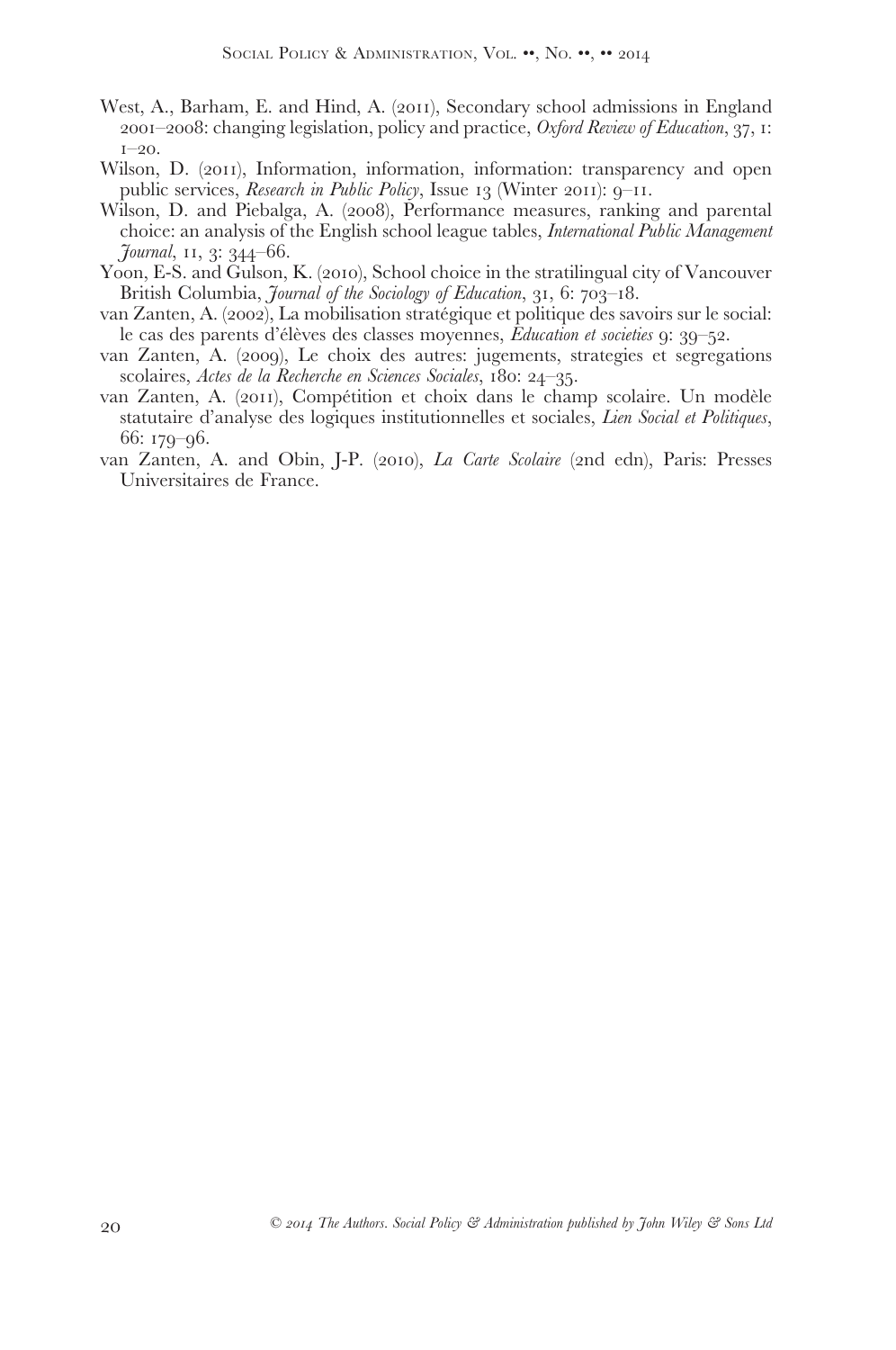West, A., Barham, E. and Hind, A. (2011), Secondary school admissions in England 2001–2008: changing legislation, policy and practice, *Oxford Review of Education*, 37, 1: 1–20.

Wilson, D. (2011), Information, information, information: transparency and open public services, *Research in Public Policy*, Issue 13 (Winter 2011): 9–11.

Wilson, D. and Piebalga, A. (2008), Performance measures, ranking and parental choice: an analysis of the English school league tables, *International Public Management Journal*, 11, 3: 344–66.

Yoon, E-S. and Gulson, K. (2010), School choice in the stratilingual city of Vancouver British Columbia, *Journal of the Sociology of Education*, 31, 6: 703–18.

van Zanten, A. (2002), La mobilisation stratégique et politique des savoirs sur le social: le cas des parents d'êlèves des classes moyennes, *Education et societies* 9: 39–52.

van Zanten, A. (2009), Le choix des autres: jugements, strategies et segregations scolaires, *Actes de la Recherche en Sciences Sociales*, 180: 24–35.

van Zanten, A. (2011), Compétition et choix dans le champ scolaire. Un modèle statutaire d'analyse des logiques institutionnelles et sociales, *Lien Social et Politiques*, 66: 179–96.

van Zanten, A. and Obin, J-P. (2010), *La Carte Scolaire* (2nd edn), Paris: Presses Universitaires de France.